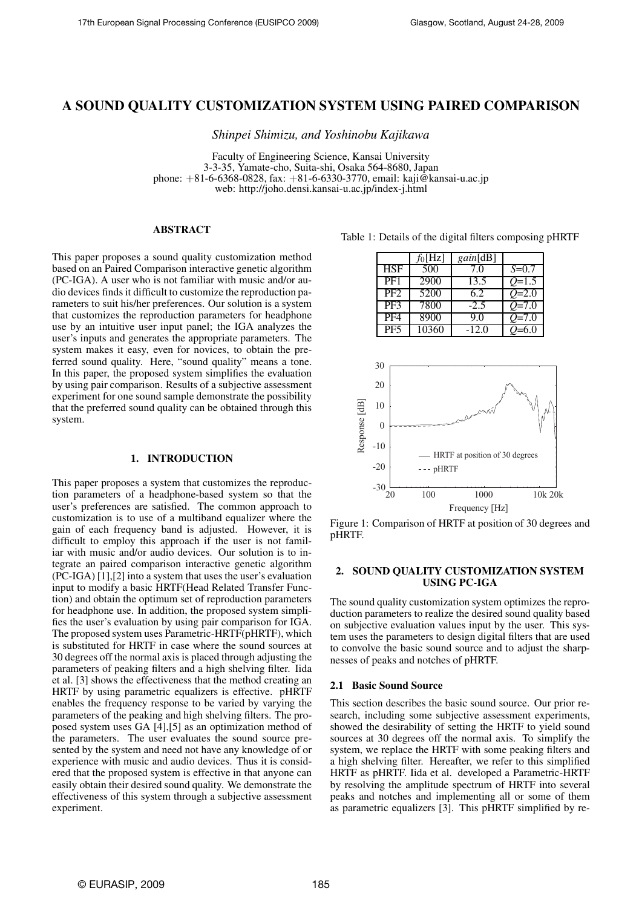# A SOUND QUALITY CUSTOMIZATION SYSTEM USING PAIRED COMPARISON

*Shinpei Shimizu, and Yoshinobu Kajikawa*

Faculty of Engineering Science, Kansai University
3-3-35, Yamate-cho, Suita-shi, Osaka 564-8680, Japan
phone: +81-6-6368-0828, fax: +81-6-6330-3770, email: kaji@kansai-u.ac.jp
web: http://joho.densi.kansai-u.ac.jp/index-j.html

## ABSTRACT

This paper proposes a sound quality customization method based on an Paired Comparison interactive genetic algorithm (PC-IGA). A user who is not familiar with music and/or audio devices finds it difficult to customize the reproduction parameters to suit his/her preferences. Our solution is a system that customizes the reproduction parameters for headphone use by an intuitive user input panel; the IGA analyzes the user's inputs and generates the appropriate parameters. The system makes it easy, even for novices, to obtain the preferred sound quality. Here, "sound quality" means a tone. In this paper, the proposed system simplifies the evaluation by using pair comparison. Results of a subjective assessment experiment for one sound sample demonstrate the possibility that the preferred sound quality can be obtained through this system.

## 1. INTRODUCTION

This paper proposes a system that customizes the reproduction parameters of a headphone-based system so that the user's preferences are satisfied. The common approach to customization is to use of a multiband equalizer where the gain of each frequency band is adjusted. However, it is difficult to employ this approach if the user is not familiar with music and/or audio devices. Our solution is to integrate an paired comparison interactive genetic algorithm (PC-IGA) [1],[2] into a system that uses the user's evaluation input to modify a basic HRTF(Head Related Transfer Function) and obtain the optimum set of reproduction parameters for headphone use. In addition, the proposed system simplifies the user's evaluation by using pair comparison for IGA. The proposed system uses Parametric-HRTF(pHRTF), which is substituted for HRTF in case where the sound sources at 30 degrees off the normal axis is placed through adjusting the parameters of peaking filters and a high shelving filter. Iida et al. [3] shows the effectiveness that the method creating an HRTF by using parametric equalizers is effective. pHRTF enables the frequency response to be varied by varying the parameters of the peaking and high shelving filters. The proposed system uses GA [4],[5] as an optimization method of the parameters. The user evaluates the sound source presented by the system and need not have any knowledge of or experience with music and audio devices. Thus it is considered that the proposed system is effective in that anyone can easily obtain their desired sound quality. We demonstrate the effectiveness of this system through a subjective assessment experiment.

Table 1: Details of the digital filters composing pHRTF

| | $f_0$[Hz] | *gain*[dB] | |
|---|---|---|---|
| HSF | 500 | 7.0 | $S$=0.7 |
| PF1 | 2900 | 13.5 | $Q$=1.5 |
| PF2 | 5200 | 6.2 | $Q$=2.0 |
| PF3 | 7800 | -2.5 | $Q$=7.0 |
| PF4 | 8900 | 9.0 | $Q$=7.0 |
| PF5 | 10360 | -12.0 | $Q$=6.0 |

Figure 1: Comparison of HRTF at position of 30 degrees and pHRTF.

## 2. SOUND QUALITY CUSTOMIZATION SYSTEM USING PC-IGA

The sound quality customization system optimizes the reproduction parameters to realize the desired sound quality based on subjective evaluation values input by the user. This system uses the parameters to design digital filters that are used to convolve the basic sound source and to adjust the sharpnesses of peaks and notches of pHRTF.

### 2.1 Basic Sound Source

This section describes the basic sound source. Our prior research, including some subjective assessment experiments, showed the desirability of setting the HRTF to yield sound sources at 30 degrees off the normal axis. To simplify the system, we replace the HRTF with some peaking filters and a high shelving filter. Hereafter, we refer to this simplified HRTF as pHRTF. Iida et al. developed a Parametric-HRTF by resolving the amplitude spectrum of HRTF into several peaks and notches and implementing all or some of them as parametric equalizers [3]. This pHRTF simplified by re-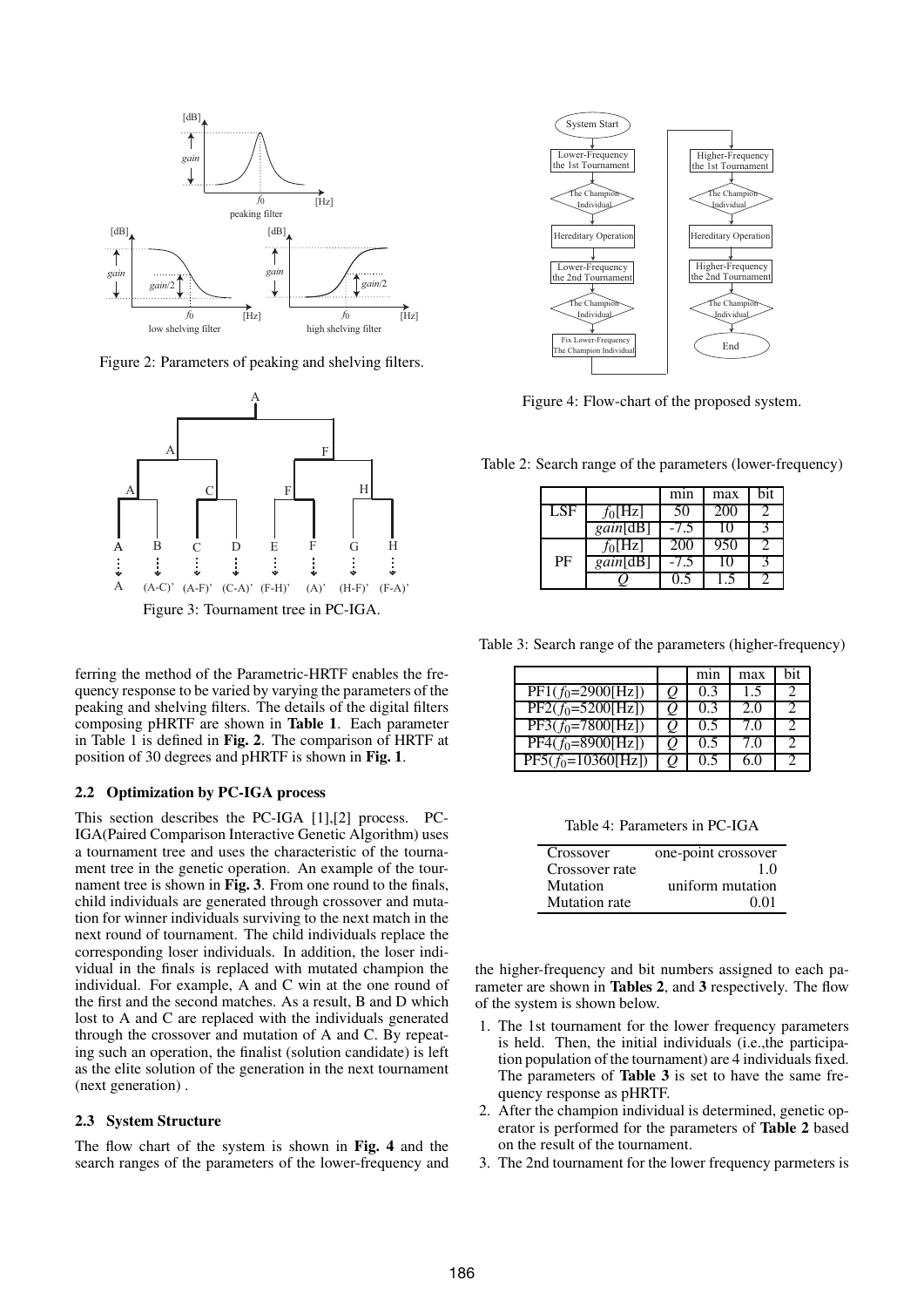Figure 2: Parameters of peaking and shelving filters.

Figure 3: Tournament tree in PC-IGA.

ferring the method of the Parametric-HRTF enables the frequency response to be varied by varying the parameters of the peaking and shelving filters. The details of the digital filters composing pHRTF are shown in **Table 1**. Each parameter in Table 1 is defined in **Fig. 2**. The comparison of HRTF at position of 30 degrees and pHRTF is shown in **Fig. 1**.

### 2.2 Optimization by PC-IGA process

This section describes the PC-IGA [1],[2] process. PC-IGA(Paired Comparison Interactive Genetic Algorithm) uses a tournament tree and uses the characteristic of the tournament tree in the genetic operation. An example of the tournament tree is shown in **Fig. 3**. From one round to the finals, child individuals are generated through crossover and mutation for winner individuals surviving to the next match in the next round of tournament. The child individuals replace the corresponding loser individuals. In addition, the loser individual in the finals is replaced with mutated champion the individual. For example, A and C win at the one round of the first and the second matches. As a result, B and D which lost to A and C are replaced with the individuals generated through the crossover and mutation of A and C. By repeating such an operation, the finalist (solution candidate) is left as the elite solution of the generation in the next tournament (next generation) .

### 2.3 System Structure

The flow chart of the system is shown in **Fig. 4** and the search ranges of the parameters of the lower-frequency and the higher-frequency and bit numbers assigned to each parameter are shown in **Tables 2**, and **3** respectively. The flow of the system is shown below.

1. The 1st tournament for the lower frequency parameters is held. Then, the initial individuals (i.e.,the participation population of the tournament) are 4 individuals fixed. The parameters of **Table 3** is set to have the same frequency response as pHRTF.
2. After the champion individual is determined, genetic operator is performed for the parameters of **Table 2** based on the result of the tournament.
3. The 2nd tournament for the lower frequency parmeters is

Figure 4: Flow-chart of the proposed system.

Table 2: Search range of the parameters (lower-frequency)

| | | min | max | bit |
|---|---|---|---|---|
| LSF | $f_0$[Hz] | 50 | 200 | 2 |
| | *gain*[dB] | -7.5 | 10 | 3 |
| PF | $f_0$[Hz] | 200 | 950 | 2 |
| | *gain*[dB] | -7.5 | 10 | 3 |
| | $Q$ | 0.5 | 1.5 | 2 |

Table 3: Search range of the parameters (higher-frequency)

| | | min | max | bit |
|---|---|---|---|---|
| PF1($f_0$=2900[Hz]) | $Q$ | 0.3 | 1.5 | 2 |
| PF2($f_0$=5200[Hz]) | $Q$ | 0.3 | 2.0 | 2 |
| PF3($f_0$=7800[Hz]) | $Q$ | 0.5 | 7.0 | 2 |
| PF4($f_0$=8900[Hz]) | $Q$ | 0.5 | 7.0 | 2 |
| PF5($f_0$=10360[Hz]) | $Q$ | 0.5 | 6.0 | 2 |

Table 4: Parameters in PC-IGA

| | |
|---|---|
| Crossover | one-point crossover |
| Crossover rate | 1.0 |
| Mutation | uniform mutation |
| Mutation rate | 0.01 |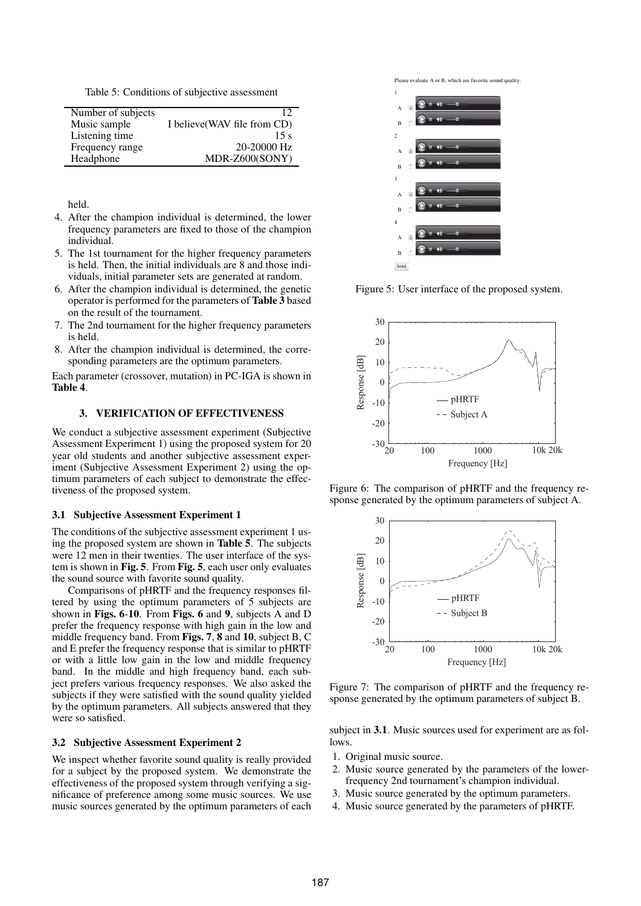Table 5: Conditions of subjective assessment

| Number of subjects | 12 |
|---|---|
| Music sample | I believe(WAV file from CD) |
| Listening time | 15 s |
| Frequency range | 20-20000 Hz |
| Headphone | MDR-Z600(SONY) |

held.

4. After the champion individual is determined, the lower frequency parameters are fixed to those of the champion individual.
5. The 1st tournament for the higher frequency parameters is held. Then, the initial individuals are 8 and those individuals, initial parameter sets are generated at random.
6. After the champion individual is determined, the genetic operator is performed for the parameters of **Table 3** based on the result of the tournament.
7. The 2nd tournament for the higher frequency parameters is held.
8. After the champion individual is determined, the corresponding parameters are the optimum parameters.

Each parameter (crossover, mutation) in PC-IGA is shown in **Table 4**.

## 3. VERIFICATION OF EFFECTIVENESS

We conduct a subjective assessment experiment (Subjective Assessment Experiment 1) using the proposed system for 20 year old students and another subjective assessment experiment (Subjective Assessment Experiment 2) using the optimum parameters of each subject to demonstrate the effectiveness of the proposed system.

### 3.1 Subjective Assessment Experiment 1

The conditions of the subjective assessment experiment 1 using the proposed system are shown in **Table 5**. The subjects were 12 men in their twenties. The user interface of the system is shown in **Fig. 5**. From **Fig. 5**, each user only evaluates the sound source with favorite sound quality.

Comparisons of pHRTF and the frequency responses filtered by using the optimum parameters of 5 subjects are shown in **Figs. 6**-**10**. From **Figs. 6** and **9**, subjects A and D prefer the frequency response with high gain in the low and middle frequency band. From **Figs. 7**, **8** and **10**, subject B, C and E prefer the frequency response that is similar to pHRTF or with a little low gain in the low and middle frequency band. In the middle and high frequency band, each subject prefers various frequency responses. We also asked the subjects if they were satisfied with the sound quality yielded by the optimum parameters. All subjects answered that they were so satisfied.

### 3.2 Subjective Assessment Experiment 2

We inspect whether favorite sound quality is really provided for a subject by the proposed system. We demonstrate the effectiveness of the proposed system through verifying a significance of preference among some music sources. We use music sources generated by the optimum parameters of each subject in **3.1**. Music sources used for experiment are as follows.

1. Original music source.
2. Music source generated by the parameters of the lower-frequency 2nd tournament's champion individual.
3. Music source generated by the optimum parameters.
4. Music source generated by the parameters of pHRTF.

Figure 5: User interface of the proposed system.

Figure 6: The comparison of pHRTF and the frequency response generated by the optimum parameters of subject A.

Figure 7: The comparison of pHRTF and the frequency response generated by the optimum parameters of subject B.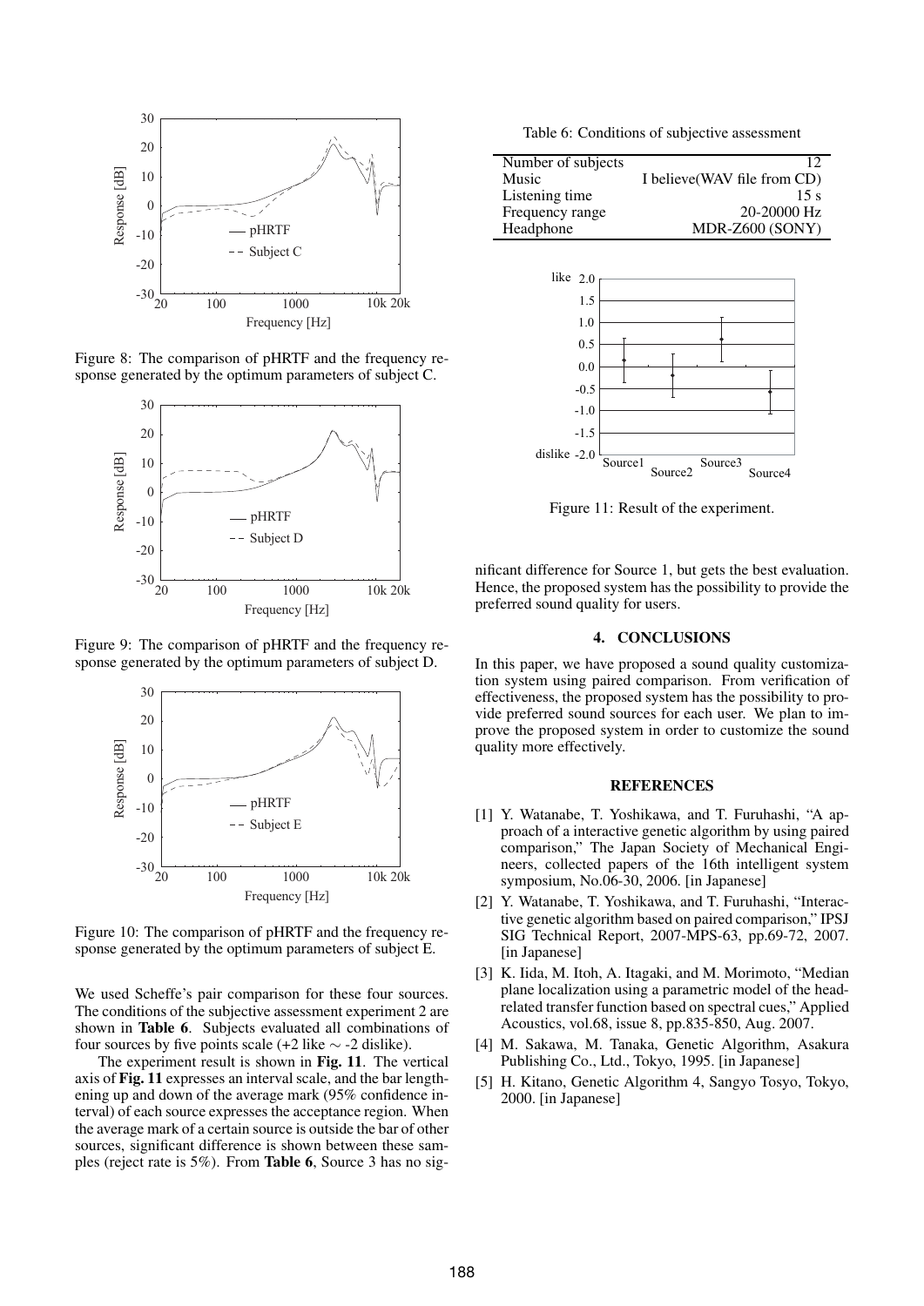30
20
10
0
-10
-20
-30
Response [dB]
20
100
1000
10k 20k
Frequency [Hz]
pHRTF
Subject C

Figure 8: The comparison of pHRTF and the frequency response generated by the optimum parameters of subject C.

30
20
10
0
-10
-20
-30
Response [dB]
20
100
1000
10k 20k
Frequency [Hz]
pHRTF
Subject D

Figure 9: The comparison of pHRTF and the frequency response generated by the optimum parameters of subject D.

30
20
10
0
-10
-20
-30
Response [dB]
20
100
1000
10k 20k
Frequency [Hz]
pHRTF
Subject E

Figure 10: The comparison of pHRTF and the frequency response generated by the optimum parameters of subject E.

We used Scheffe's pair comparison for these four sources. The conditions of the subjective assessment experiment 2 are shown in **Table 6**. Subjects evaluated all combinations of four sources by five points scale (+2 like ∼ -2 dislike).

The experiment result is shown in **Fig. 11**. The vertical axis of **Fig. 11** expresses an interval scale, and the bar lengthening up and down of the average mark (95% confidence interval) of each source expresses the acceptance region. When the average mark of a certain source is outside the bar of other sources, significant difference is shown between these samples (reject rate is 5%). From **Table 6**, Source 3 has no significant difference for Source 1, but gets the best evaluation. Hence, the proposed system has the possibility to provide the preferred sound quality for users.

Table 6: Conditions of subjective assessment

| | |
|---|---|
| Number of subjects | 12 |
| Music | I believe(WAV file from CD) |
| Listening time | 15 s |
| Frequency range | 20-20000 Hz |
| Headphone | MDR-Z600 (SONY) |

like 2.0
1.5
1.0
0.5
0.0
-0.5
-1.0
-1.5
dislike -2.0
Source1
Source2
Source3
Source4

Figure 11: Result of the experiment.

## 4. CONCLUSIONS

In this paper, we have proposed a sound quality customization system using paired comparison. From verification of effectiveness, the proposed system has the possibility to provide preferred sound sources for each user. We plan to improve the proposed system in order to customize the sound quality more effectively.

## REFERENCES

[1] Y. Watanabe, T. Yoshikawa, and T. Furuhashi, "A approach of a interactive genetic algorithm by using paired comparison," The Japan Society of Mechanical Engineers, collected papers of the 16th intelligent system symposium, No.06-30, 2006. [in Japanese]

[2] Y. Watanabe, T. Yoshikawa, and T. Furuhashi, "Interactive genetic algorithm based on paired comparison," IPSJ SIG Technical Report, 2007-MPS-63, pp.69-72, 2007. [in Japanese]

[3] K. Iida, M. Itoh, A. Itagaki, and M. Morimoto, "Median plane localization using a parametric model of the head-related transfer function based on spectral cues," Applied Acoustics, vol.68, issue 8, pp.835-850, Aug. 2007.

[4] M. Sakawa, M. Tanaka, Genetic Algorithm, Asakura Publishing Co., Ltd., Tokyo, 1995. [in Japanese]

[5] H. Kitano, Genetic Algorithm 4, Sangyo Tosyo, Tokyo, 2000. [in Japanese]